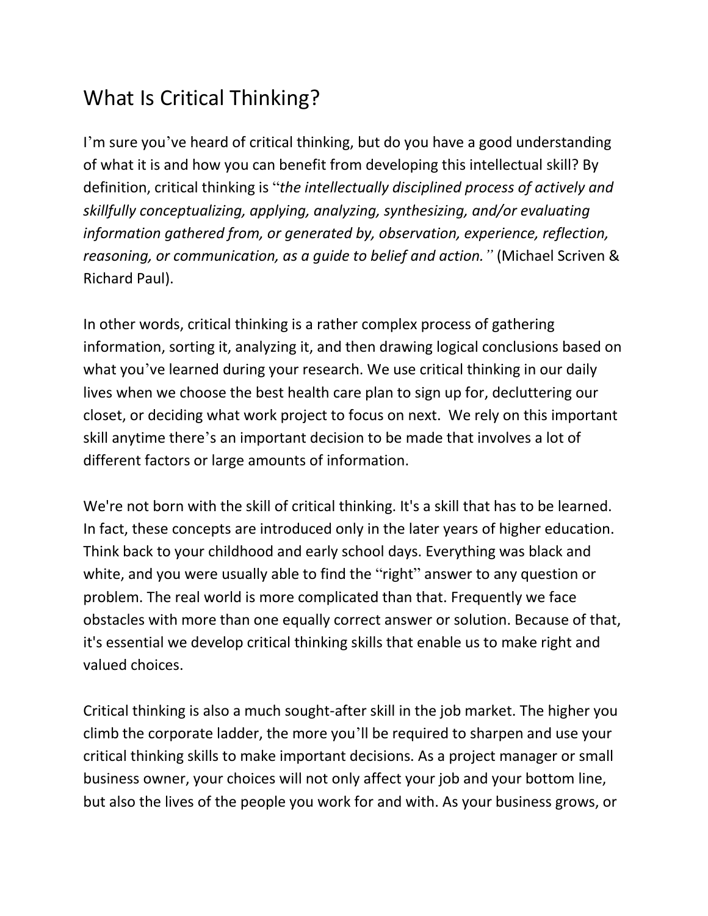# What Is Critical Thinking?

I'm sure you've heard of critical thinking, but do you have a good understanding of what it is and how you can benefit from developing this intellectual skill? By definition, critical thinking is "*the intellectually disciplined process of actively and skillfully conceptualizing, applying, analyzing, synthesizing, and/or evaluating information gathered from, or generated by, observation, experience, reflection, reasoning, or communication, as a guide to belief and action.*" (Michael Scriven & Richard Paul).

In other words, critical thinking is a rather complex process of gathering information, sorting it, analyzing it, and then drawing logical conclusions based on what you've learned during your research. We use critical thinking in our daily lives when we choose the best health care plan to sign up for, decluttering our closet, or deciding what work project to focus on next. We rely on this important skill anytime there's an important decision to be made that involves a lot of different factors or large amounts of information.

We're not born with the skill of critical thinking. It's a skill that has to be learned. In fact, these concepts are introduced only in the later years of higher education. Think back to your childhood and early school days. Everything was black and white, and you were usually able to find the "right" answer to any question or problem. The real world is more complicated than that. Frequently we face obstacles with more than one equally correct answer or solution. Because of that, it's essential we develop critical thinking skills that enable us to make right and valued choices.

Critical thinking is also a much sought-after skill in the job market. The higher you climb the corporate ladder, the more you'll be required to sharpen and use your critical thinking skills to make important decisions. As a project manager or small business owner, your choices will not only affect your job and your bottom line, but also the lives of the people you work for and with. As your business grows, or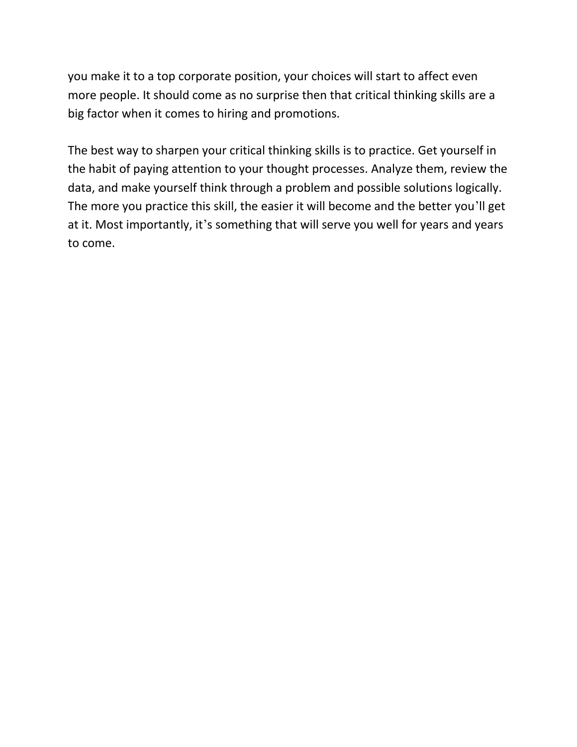you make it to a top corporate position, your choices will start to affect even more people. It should come as no surprise then that critical thinking skills are a big factor when it comes to hiring and promotions.

The best way to sharpen your critical thinking skills is to practice. Get yourself in the habit of paying attention to your thought processes. Analyze them, review the data, and make yourself think through a problem and possible solutions logically. The more you practice this skill, the easier it will become and the better you'll get at it. Most importantly, it's something that will serve you well for years and years to come.